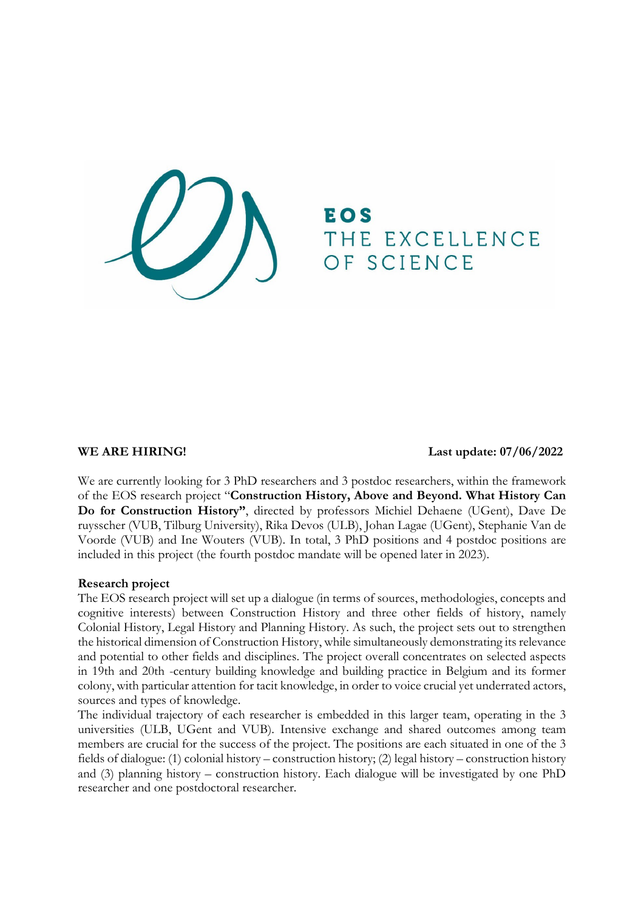EOS
THE EXCELLENCE
OF SCIENCE

**WE ARE HIRING!** **Last update: 07/06/2022**

We are currently looking for 3 PhD researchers and 3 postdoc researchers, within the framework of the EOS research project "**Construction History, Above and Beyond. What History Can Do for Construction History"**, directed by professors Michiel Dehaene (UGent), Dave De ruysscher (VUB, Tilburg University), Rika Devos (ULB), Johan Lagae (UGent), Stephanie Van de Voorde (VUB) and Ine Wouters (VUB). In total, 3 PhD positions and 4 postdoc positions are included in this project (the fourth postdoc mandate will be opened later in 2023).

**Research project**

The EOS research project will set up a dialogue (in terms of sources, methodologies, concepts and cognitive interests) between Construction History and three other fields of history, namely Colonial History, Legal History and Planning History. As such, the project sets out to strengthen the historical dimension of Construction History, while simultaneously demonstrating its relevance and potential to other fields and disciplines. The project overall concentrates on selected aspects in 19th and 20th -century building knowledge and building practice in Belgium and its former colony, with particular attention for tacit knowledge, in order to voice crucial yet underrated actors, sources and types of knowledge.

The individual trajectory of each researcher is embedded in this larger team, operating in the 3 universities (ULB, UGent and VUB). Intensive exchange and shared outcomes among team members are crucial for the success of the project. The positions are each situated in one of the 3 fields of dialogue: (1) colonial history – construction history; (2) legal history – construction history and (3) planning history – construction history. Each dialogue will be investigated by one PhD researcher and one postdoctoral researcher.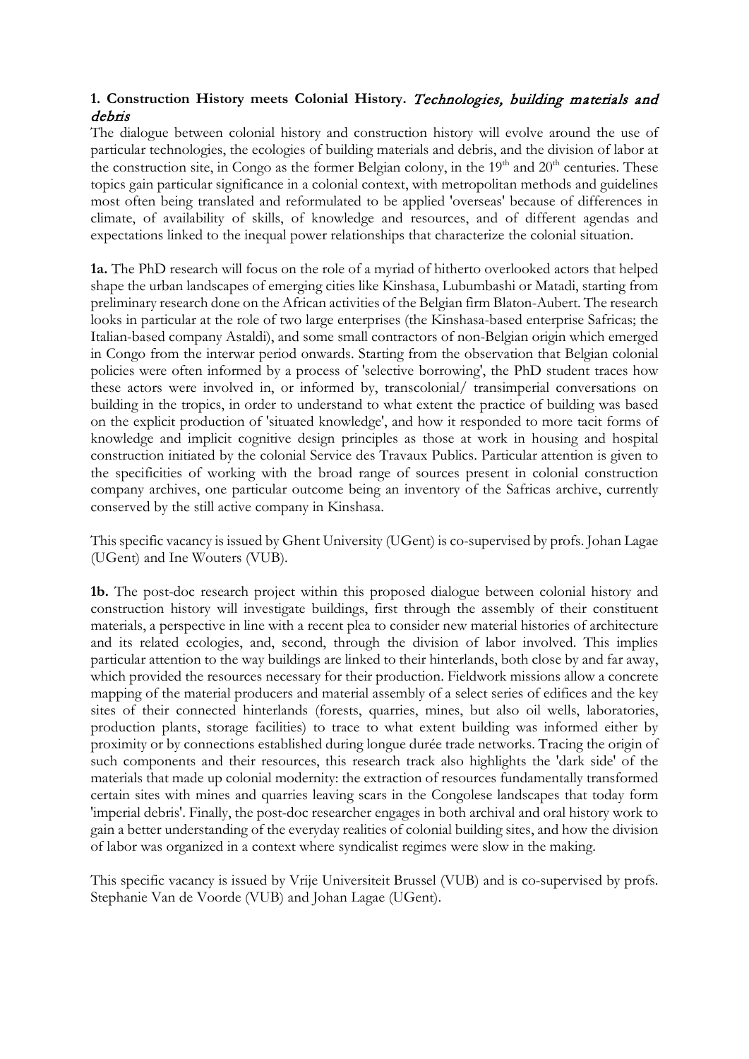## 1. Construction History meets Colonial History. *Technologies, building materials and debris*

The dialogue between colonial history and construction history will evolve around the use of particular technologies, the ecologies of building materials and debris, and the division of labor at the construction site, in Congo as the former Belgian colony, in the 19th and 20th centuries. These topics gain particular significance in a colonial context, with metropolitan methods and guidelines most often being translated and reformulated to be applied 'overseas' because of differences in climate, of availability of skills, of knowledge and resources, and of different agendas and expectations linked to the inequal power relationships that characterize the colonial situation.

**1a.** The PhD research will focus on the role of a myriad of hitherto overlooked actors that helped shape the urban landscapes of emerging cities like Kinshasa, Lubumbashi or Matadi, starting from preliminary research done on the African activities of the Belgian firm Blaton-Aubert. The research looks in particular at the role of two large enterprises (the Kinshasa-based enterprise Safricas; the Italian-based company Astaldi), and some small contractors of non-Belgian origin which emerged in Congo from the interwar period onwards. Starting from the observation that Belgian colonial policies were often informed by a process of 'selective borrowing', the PhD student traces how these actors were involved in, or informed by, transcolonial/ transimperial conversations on building in the tropics, in order to understand to what extent the practice of building was based on the explicit production of 'situated knowledge', and how it responded to more tacit forms of knowledge and implicit cognitive design principles as those at work in housing and hospital construction initiated by the colonial Service des Travaux Publics. Particular attention is given to the specificities of working with the broad range of sources present in colonial construction company archives, one particular outcome being an inventory of the Safricas archive, currently conserved by the still active company in Kinshasa.

This specific vacancy is issued by Ghent University (UGent) is co-supervised by profs. Johan Lagae (UGent) and Ine Wouters (VUB).

**1b.** The post-doc research project within this proposed dialogue between colonial history and construction history will investigate buildings, first through the assembly of their constituent materials, a perspective in line with a recent plea to consider new material histories of architecture and its related ecologies, and, second, through the division of labor involved. This implies particular attention to the way buildings are linked to their hinterlands, both close by and far away, which provided the resources necessary for their production. Fieldwork missions allow a concrete mapping of the material producers and material assembly of a select series of edifices and the key sites of their connected hinterlands (forests, quarries, mines, but also oil wells, laboratories, production plants, storage facilities) to trace to what extent building was informed either by proximity or by connections established during longue durée trade networks. Tracing the origin of such components and their resources, this research track also highlights the 'dark side' of the materials that made up colonial modernity: the extraction of resources fundamentally transformed certain sites with mines and quarries leaving scars in the Congolese landscapes that today form 'imperial debris'. Finally, the post-doc researcher engages in both archival and oral history work to gain a better understanding of the everyday realities of colonial building sites, and how the division of labor was organized in a context where syndicalist regimes were slow in the making.

This specific vacancy is issued by Vrije Universiteit Brussel (VUB) and is co-supervised by profs. Stephanie Van de Voorde (VUB) and Johan Lagae (UGent).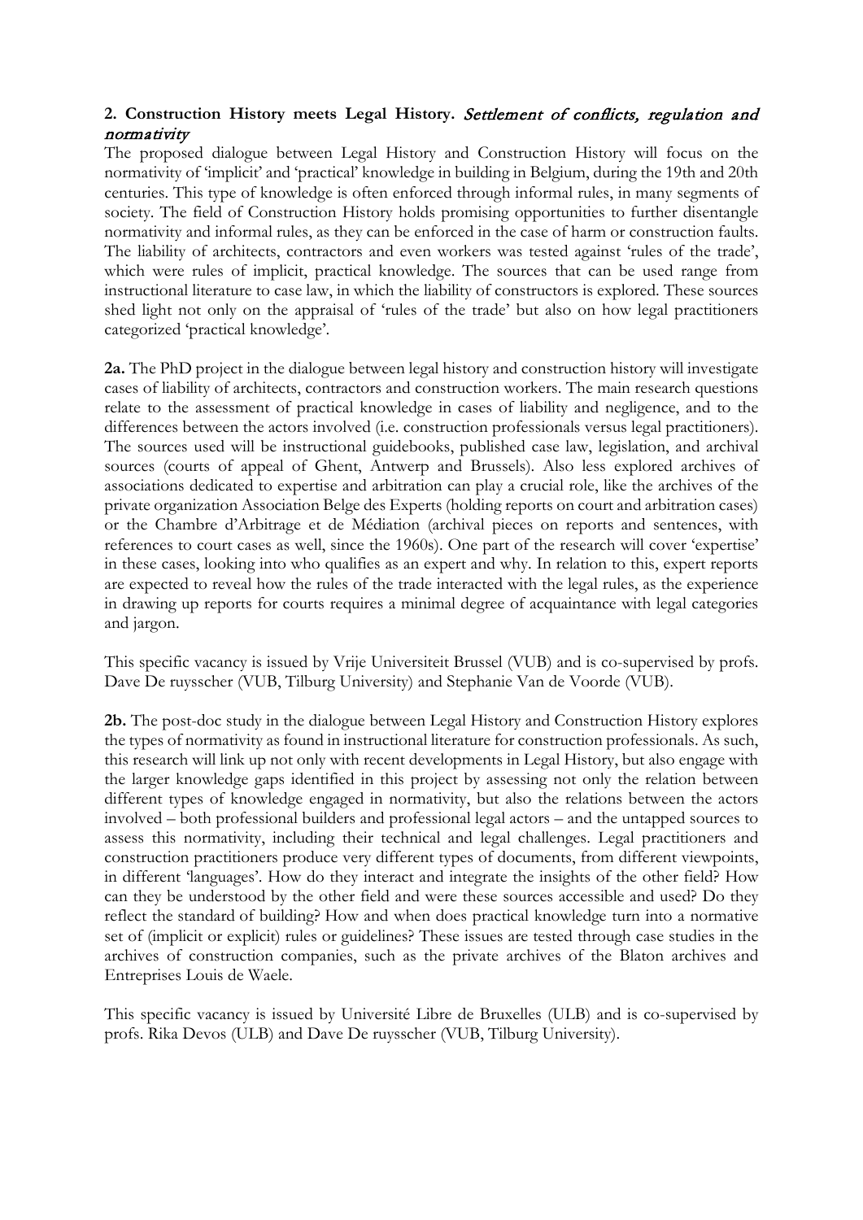## 2. Construction History meets Legal History. *Settlement of conflicts, regulation and normativity*

The proposed dialogue between Legal History and Construction History will focus on the normativity of 'implicit' and 'practical' knowledge in building in Belgium, during the 19th and 20th centuries. This type of knowledge is often enforced through informal rules, in many segments of society. The field of Construction History holds promising opportunities to further disentangle normativity and informal rules, as they can be enforced in the case of harm or construction faults. The liability of architects, contractors and even workers was tested against 'rules of the trade', which were rules of implicit, practical knowledge. The sources that can be used range from instructional literature to case law, in which the liability of constructors is explored. These sources shed light not only on the appraisal of 'rules of the trade' but also on how legal practitioners categorized 'practical knowledge'.

**2a.** The PhD project in the dialogue between legal history and construction history will investigate cases of liability of architects, contractors and construction workers. The main research questions relate to the assessment of practical knowledge in cases of liability and negligence, and to the differences between the actors involved (i.e. construction professionals versus legal practitioners). The sources used will be instructional guidebooks, published case law, legislation, and archival sources (courts of appeal of Ghent, Antwerp and Brussels). Also less explored archives of associations dedicated to expertise and arbitration can play a crucial role, like the archives of the private organization Association Belge des Experts (holding reports on court and arbitration cases) or the Chambre d'Arbitrage et de Médiation (archival pieces on reports and sentences, with references to court cases as well, since the 1960s). One part of the research will cover 'expertise' in these cases, looking into who qualifies as an expert and why. In relation to this, expert reports are expected to reveal how the rules of the trade interacted with the legal rules, as the experience in drawing up reports for courts requires a minimal degree of acquaintance with legal categories and jargon.

This specific vacancy is issued by Vrije Universiteit Brussel (VUB) and is co-supervised by profs. Dave De ruysscher (VUB, Tilburg University) and Stephanie Van de Voorde (VUB).

**2b.** The post-doc study in the dialogue between Legal History and Construction History explores the types of normativity as found in instructional literature for construction professionals. As such, this research will link up not only with recent developments in Legal History, but also engage with the larger knowledge gaps identified in this project by assessing not only the relation between different types of knowledge engaged in normativity, but also the relations between the actors involved – both professional builders and professional legal actors – and the untapped sources to assess this normativity, including their technical and legal challenges. Legal practitioners and construction practitioners produce very different types of documents, from different viewpoints, in different 'languages'. How do they interact and integrate the insights of the other field? How can they be understood by the other field and were these sources accessible and used? Do they reflect the standard of building? How and when does practical knowledge turn into a normative set of (implicit or explicit) rules or guidelines? These issues are tested through case studies in the archives of construction companies, such as the private archives of the Blaton archives and Entreprises Louis de Waele.

This specific vacancy is issued by Université Libre de Bruxelles (ULB) and is co-supervised by profs. Rika Devos (ULB) and Dave De ruysscher (VUB, Tilburg University).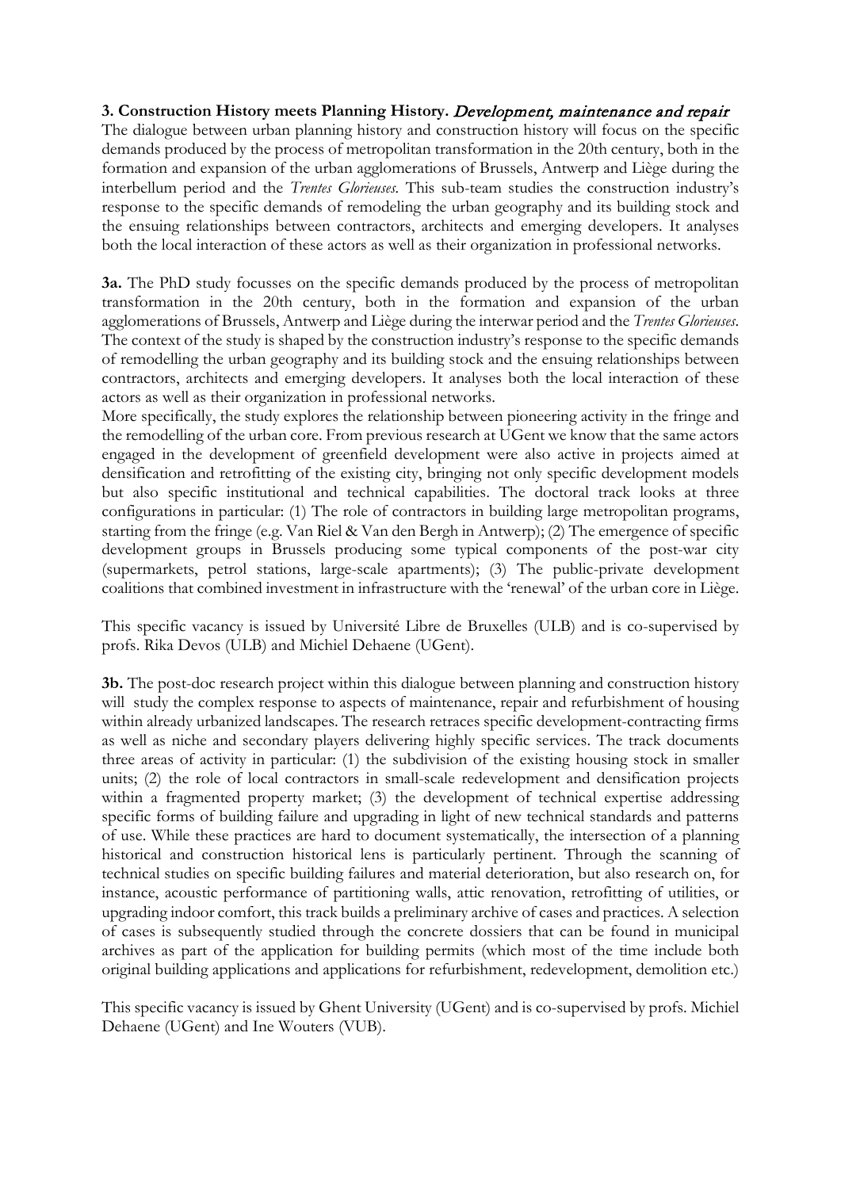**3. Construction History meets Planning History.** *Development, maintenance and repair*

The dialogue between urban planning history and construction history will focus on the specific demands produced by the process of metropolitan transformation in the 20th century, both in the formation and expansion of the urban agglomerations of Brussels, Antwerp and Liège during the interbellum period and the *Trentes Glorieuses*. This sub-team studies the construction industry's response to the specific demands of remodeling the urban geography and its building stock and the ensuing relationships between contractors, architects and emerging developers. It analyses both the local interaction of these actors as well as their organization in professional networks.

**3a.** The PhD study focusses on the specific demands produced by the process of metropolitan transformation in the 20th century, both in the formation and expansion of the urban agglomerations of Brussels, Antwerp and Liège during the interwar period and the *Trentes Glorieuses*. The context of the study is shaped by the construction industry's response to the specific demands of remodelling the urban geography and its building stock and the ensuing relationships between contractors, architects and emerging developers. It analyses both the local interaction of these actors as well as their organization in professional networks.

More specifically, the study explores the relationship between pioneering activity in the fringe and the remodelling of the urban core. From previous research at UGent we know that the same actors engaged in the development of greenfield development were also active in projects aimed at densification and retrofitting of the existing city, bringing not only specific development models but also specific institutional and technical capabilities. The doctoral track looks at three configurations in particular: (1) The role of contractors in building large metropolitan programs, starting from the fringe (e.g. Van Riel & Van den Bergh in Antwerp); (2) The emergence of specific development groups in Brussels producing some typical components of the post-war city (supermarkets, petrol stations, large-scale apartments); (3) The public-private development coalitions that combined investment in infrastructure with the 'renewal' of the urban core in Liège.

This specific vacancy is issued by Université Libre de Bruxelles (ULB) and is co-supervised by profs. Rika Devos (ULB) and Michiel Dehaene (UGent).

**3b.** The post-doc research project within this dialogue between planning and construction history will study the complex response to aspects of maintenance, repair and refurbishment of housing within already urbanized landscapes. The research retraces specific development-contracting firms as well as niche and secondary players delivering highly specific services. The track documents three areas of activity in particular: (1) the subdivision of the existing housing stock in smaller units; (2) the role of local contractors in small-scale redevelopment and densification projects within a fragmented property market; (3) the development of technical expertise addressing specific forms of building failure and upgrading in light of new technical standards and patterns of use. While these practices are hard to document systematically, the intersection of a planning historical and construction historical lens is particularly pertinent. Through the scanning of technical studies on specific building failures and material deterioration, but also research on, for instance, acoustic performance of partitioning walls, attic renovation, retrofitting of utilities, or upgrading indoor comfort, this track builds a preliminary archive of cases and practices. A selection of cases is subsequently studied through the concrete dossiers that can be found in municipal archives as part of the application for building permits (which most of the time include both original building applications and applications for refurbishment, redevelopment, demolition etc.)

This specific vacancy is issued by Ghent University (UGent) and is co-supervised by profs. Michiel Dehaene (UGent) and Ine Wouters (VUB).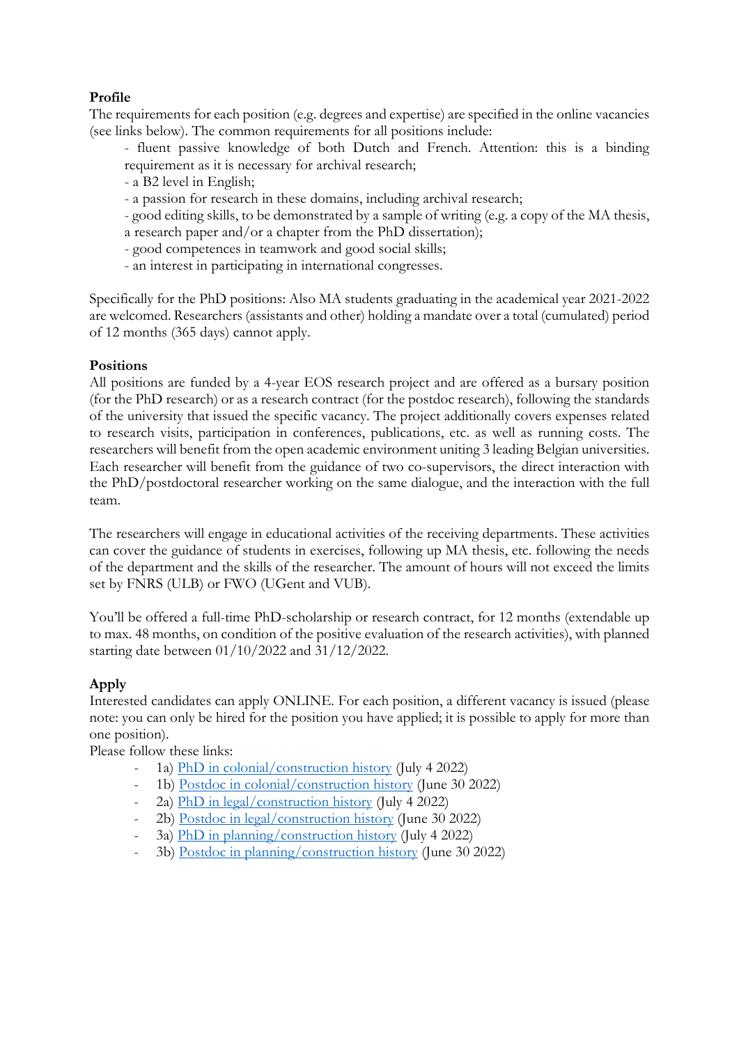**Profile**

The requirements for each position (e.g. degrees and expertise) are specified in the online vacancies (see links below). The common requirements for all positions include:

- fluent passive knowledge of both Dutch and French. Attention: this is a binding requirement as it is necessary for archival research;
- a B2 level in English;
- a passion for research in these domains, including archival research;
- good editing skills, to be demonstrated by a sample of writing (e.g. a copy of the MA thesis, a research paper and/or a chapter from the PhD dissertation);
- good competences in teamwork and good social skills;
- an interest in participating in international congresses.

Specifically for the PhD positions: Also MA students graduating in the academical year 2021-2022 are welcomed. Researchers (assistants and other) holding a mandate over a total (cumulated) period of 12 months (365 days) cannot apply.

**Positions**

All positions are funded by a 4-year EOS research project and are offered as a bursary position (for the PhD research) or as a research contract (for the postdoc research), following the standards of the university that issued the specific vacancy. The project additionally covers expenses related to research visits, participation in conferences, publications, etc. as well as running costs. The researchers will benefit from the open academic environment uniting 3 leading Belgian universities. Each researcher will benefit from the guidance of two co-supervisors, the direct interaction with the PhD/postdoctoral researcher working on the same dialogue, and the interaction with the full team.

The researchers will engage in educational activities of the receiving departments. These activities can cover the guidance of students in exercises, following up MA thesis, etc. following the needs of the department and the skills of the researcher. The amount of hours will not exceed the limits set by FNRS (ULB) or FWO (UGent and VUB).

You'll be offered a full-time PhD-scholarship or research contract, for 12 months (extendable up to max. 48 months, on condition of the positive evaluation of the research activities), with planned starting date between 01/10/2022 and 31/12/2022.

**Apply**

Interested candidates can apply ONLINE. For each position, a different vacancy is issued (please note: you can only be hired for the position you have applied; it is possible to apply for more than one position).

Please follow these links:

- 1a) PhD in colonial/construction history (July 4 2022)
- 1b) Postdoc in colonial/construction history (June 30 2022)
- 2a) PhD in legal/construction history (July 4 2022)
- 2b) Postdoc in legal/construction history (June 30 2022)
- 3a) PhD in planning/construction history (July 4 2022)
- 3b) Postdoc in planning/construction history (June 30 2022)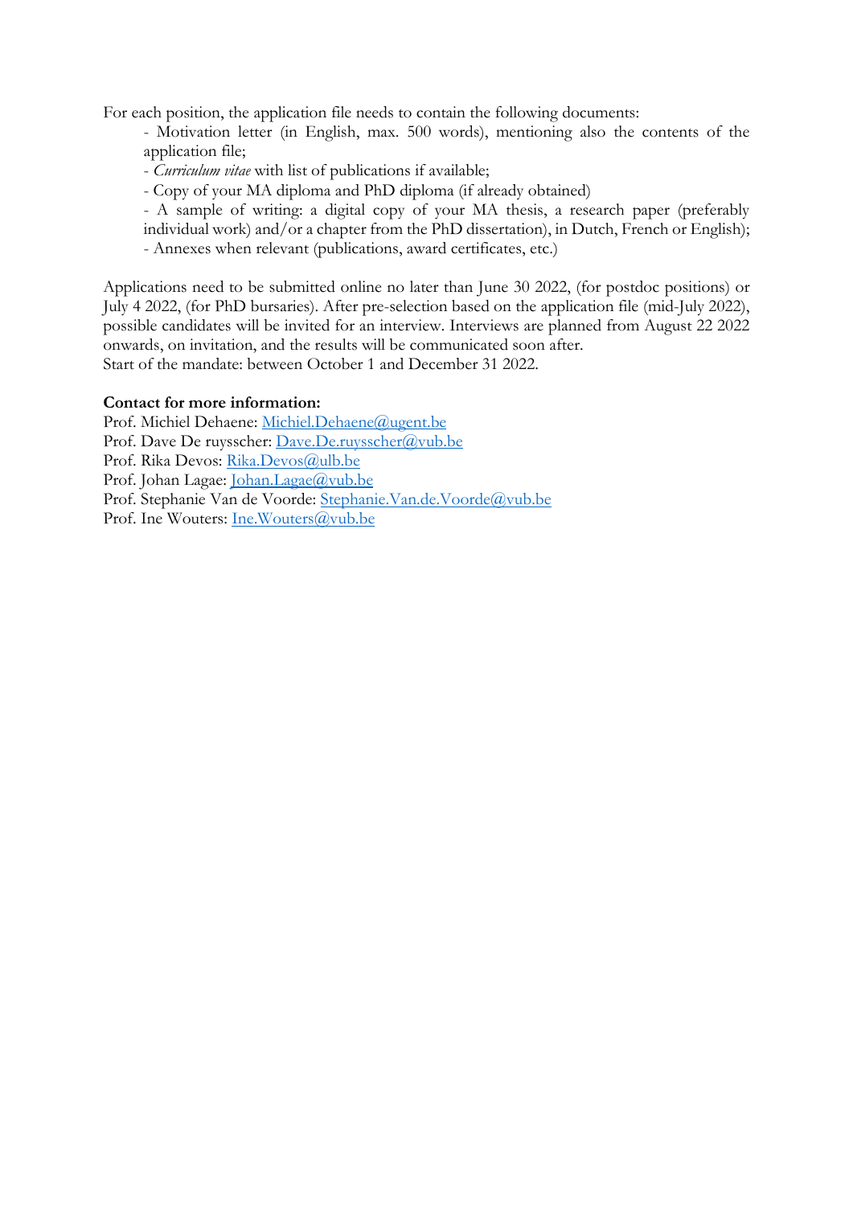For each position, the application file needs to contain the following documents:

- Motivation letter (in English, max. 500 words), mentioning also the contents of the application file;
- *Curriculum vitae* with list of publications if available;
- Copy of your MA diploma and PhD diploma (if already obtained)
- A sample of writing: a digital copy of your MA thesis, a research paper (preferably individual work) and/or a chapter from the PhD dissertation), in Dutch, French or English);
- Annexes when relevant (publications, award certificates, etc.)

Applications need to be submitted online no later than June 30 2022, (for postdoc positions) or July 4 2022, (for PhD bursaries). After pre-selection based on the application file (mid-July 2022), possible candidates will be invited for an interview. Interviews are planned from August 22 2022 onwards, on invitation, and the results will be communicated soon after.
Start of the mandate: between October 1 and December 31 2022.

**Contact for more information:**

Prof. Michiel Dehaene: Michiel.Dehaene@ugent.be
Prof. Dave De ruysscher: Dave.De.ruysscher@vub.be
Prof. Rika Devos: Rika.Devos@ulb.be
Prof. Johan Lagae: Johan.Lagae@vub.be
Prof. Stephanie Van de Voorde: Stephanie.Van.de.Voorde@vub.be
Prof. Ine Wouters: Ine.Wouters@vub.be